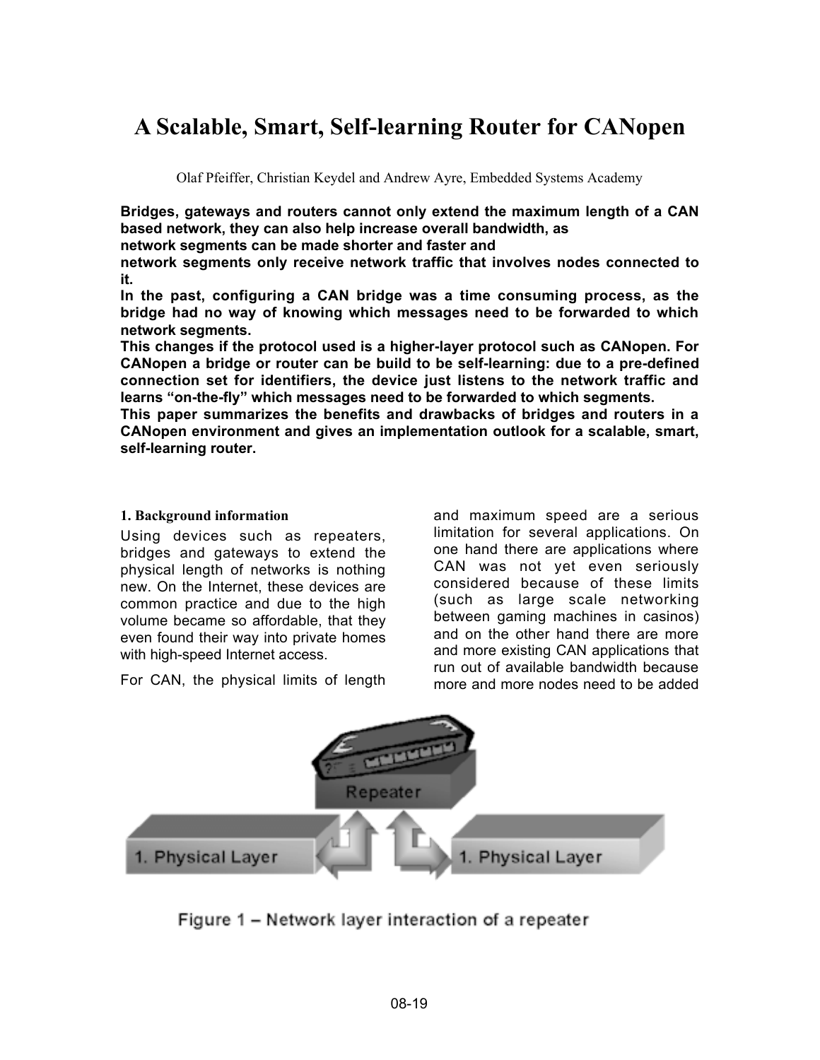# A Scalable, Smart, Self-learning Router for CANopen

Olaf Pfeiffer, Christian Keydel and Andrew Ayre, Embedded Systems Academy

**Bridges, gateways and routers cannot only extend the maximum length of a CAN based network, they can also help increase overall bandwidth, as network segments can be made shorter and faster and network segments only receive network traffic that involves nodes connected to it.**

**In the past, configuring a CAN bridge was a time consuming process, as the bridge had no way of knowing which messages need to be forwarded to which network segments.**

**This changes if the protocol used is a higher-layer protocol such as CANopen. For CANopen a bridge or router can be build to be self-learning: due to a pre-defined connection set for identifiers, the device just listens to the network traffic and learns "on-the-fly" which messages need to be forwarded to which segments.**

**This paper summarizes the benefits and drawbacks of bridges and routers in a CANopen environment and gives an implementation outlook for a scalable, smart, self-learning router.**

## 1. Background information

Using devices such as repeaters, bridges and gateways to extend the physical length of networks is nothing new. On the Internet, these devices are common practice and due to the high volume became so affordable, that they even found their way into private homes with high-speed Internet access.

For CAN, the physical limits of length and maximum speed are a serious limitation for several applications. On one hand there are applications where CAN was not yet even seriously considered because of these limits (such as large scale networking between gaming machines in casinos) and on the other hand there are more and more existing CAN applications that run out of available bandwidth because more and more nodes need to be added

Figure 1 – Network layer interaction of a repeater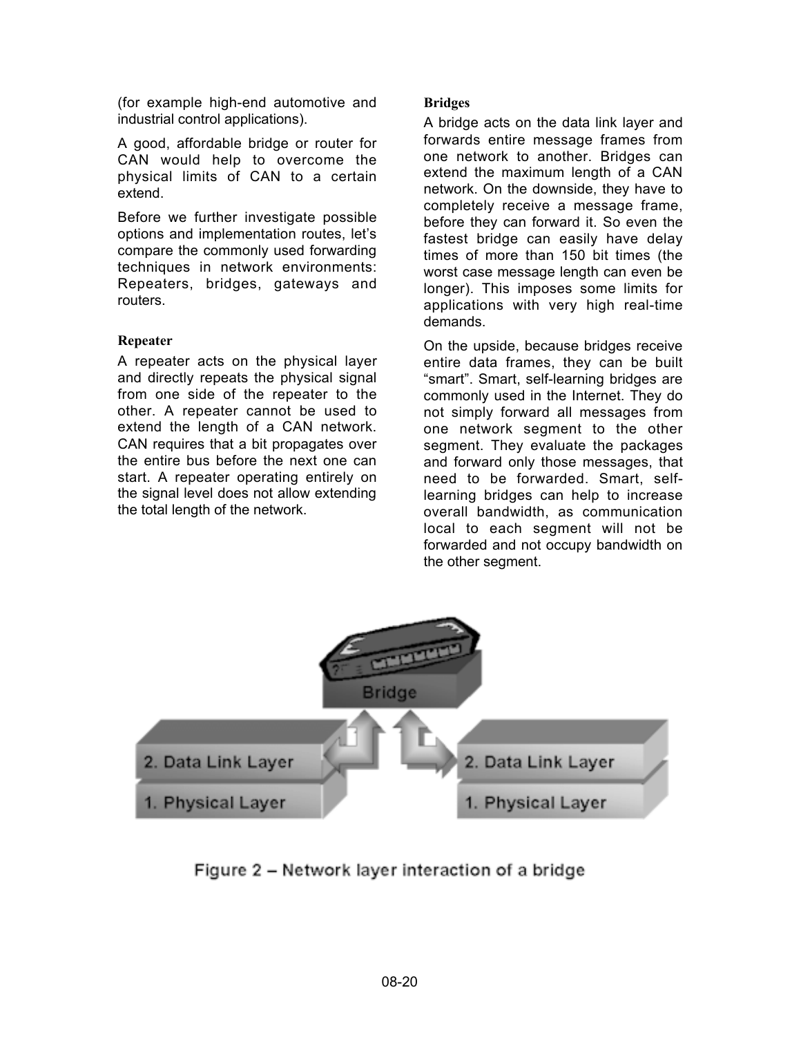(for example high-end automotive and industrial control applications).

A good, affordable bridge or router for CAN would help to overcome the physical limits of CAN to a certain extend.

Before we further investigate possible options and implementation routes, let's compare the commonly used forwarding techniques in network environments: Repeaters, bridges, gateways and routers.

### Repeater

A repeater acts on the physical layer and directly repeats the physical signal from one side of the repeater to the other. A repeater cannot be used to extend the length of a CAN network. CAN requires that a bit propagates over the entire bus before the next one can start. A repeater operating entirely on the signal level does not allow extending the total length of the network.

### Bridges

A bridge acts on the data link layer and forwards entire message frames from one network to another. Bridges can extend the maximum length of a CAN network. On the downside, they have to completely receive a message frame, before they can forward it. So even the fastest bridge can easily have delay times of more than 150 bit times (the worst case message length can even be longer). This imposes some limits for applications with very high real-time demands.

On the upside, because bridges receive entire data frames, they can be built "smart". Smart, self-learning bridges are commonly used in the Internet. They do not simply forward all messages from one network segment to the other segment. They evaluate the packages and forward only those messages, that need to be forwarded. Smart, self-learning bridges can help to increase overall bandwidth, as communication local to each segment will not be forwarded and not occupy bandwidth on the other segment.

Figure 2 – Network layer interaction of a bridge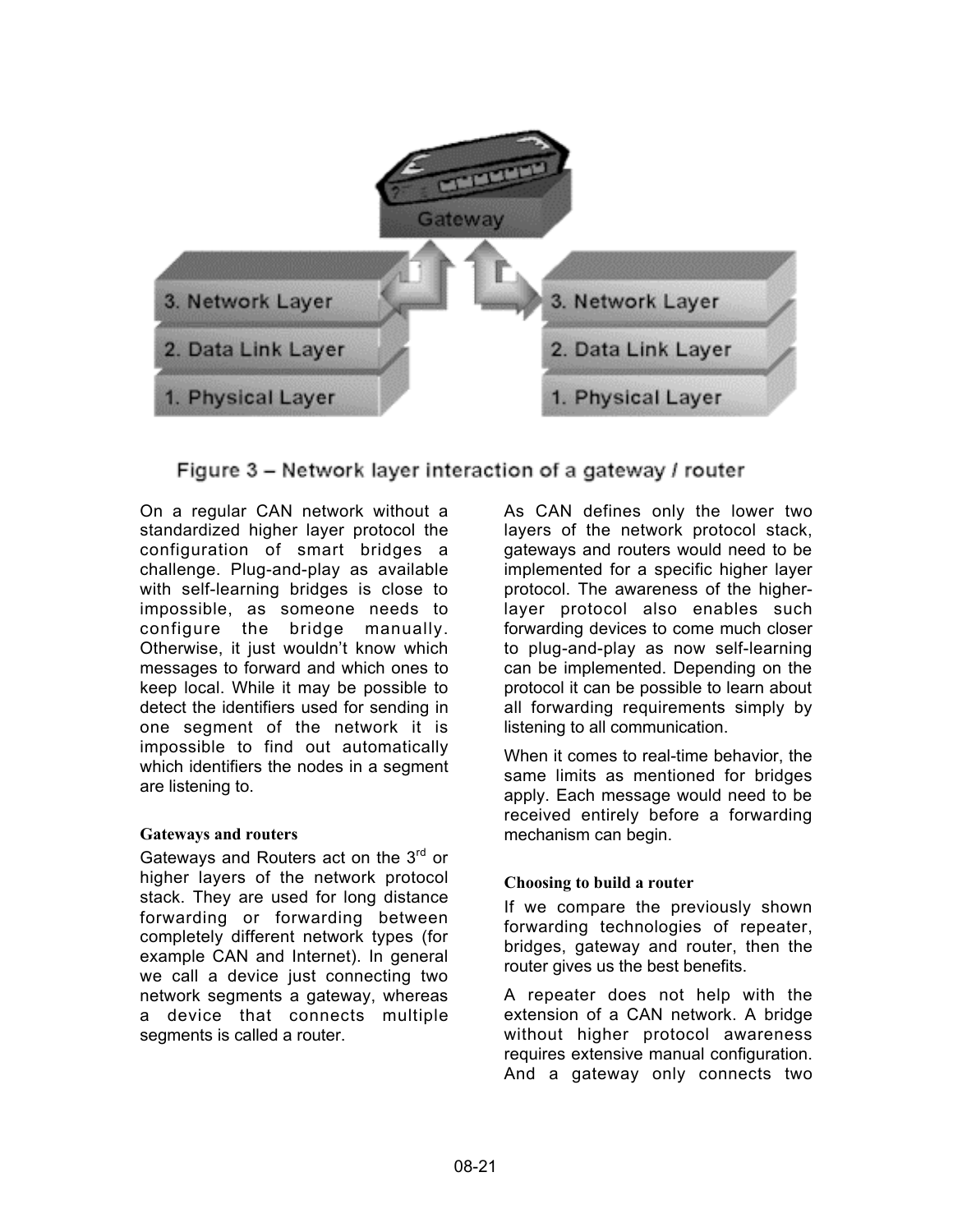Figure 3 – Network layer interaction of a gateway / router

On a regular CAN network without a standardized higher layer protocol the configuration of smart bridges a challenge. Plug-and-play as available with self-learning bridges is close to impossible, as someone needs to configure the bridge manually. Otherwise, it just wouldn't know which messages to forward and which ones to keep local. While it may be possible to detect the identifiers used for sending in one segment of the network it is impossible to find out automatically which identifiers the nodes in a segment are listening to.

### Gateways and routers

Gateways and Routers act on the 3rd or higher layers of the network protocol stack. They are used for long distance forwarding or forwarding between completely different network types (for example CAN and Internet). In general we call a device just connecting two network segments a gateway, whereas a device that connects multiple segments is called a router.

As CAN defines only the lower two layers of the network protocol stack, gateways and routers would need to be implemented for a specific higher layer protocol. The awareness of the higher-layer protocol also enables such forwarding devices to come much closer to plug-and-play as now self-learning can be implemented. Depending on the protocol it can be possible to learn about all forwarding requirements simply by listening to all communication.

When it comes to real-time behavior, the same limits as mentioned for bridges apply. Each message would need to be received entirely before a forwarding mechanism can begin.

### Choosing to build a router

If we compare the previously shown forwarding technologies of repeater, bridges, gateway and router, then the router gives us the best benefits.

A repeater does not help with the extension of a CAN network. A bridge without higher protocol awareness requires extensive manual configuration. And a gateway only connects two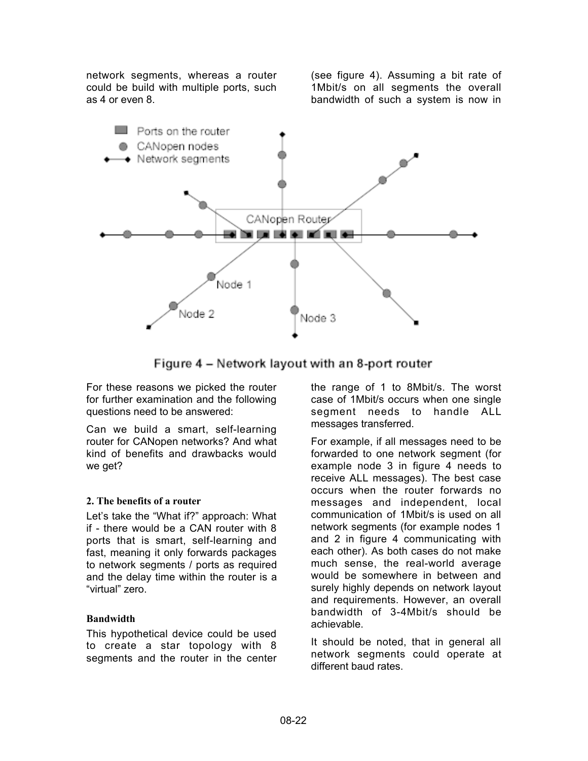network segments, whereas a router could be build with multiple ports, such as 4 or even 8.

Figure 4 – Network layout with an 8-port router

For these reasons we picked the router for further examination and the following questions need to be answered:

Can we build a smart, self-learning router for CANopen networks? And what kind of benefits and drawbacks would we get?

## 2. The benefits of a router

Let's take the "What if?" approach: What if - there would be a CAN router with 8 ports that is smart, self-learning and fast, meaning it only forwards packages to network segments / ports as required and the delay time within the router is a "virtual" zero.

### Bandwidth

This hypothetical device could be used to create a star topology with 8 segments and the router in the center (see figure 4). Assuming a bit rate of 1Mbit/s on all segments the overall bandwidth of such a system is now in the range of 1 to 8Mbit/s. The worst case of 1Mbit/s occurs when one single segment needs to handle ALL messages transferred.

For example, if all messages need to be forwarded to one network segment (for example node 3 in figure 4 needs to receive ALL messages). The best case occurs when the router forwards no messages and independent, local communication of 1Mbit/s is used on all network segments (for example nodes 1 and 2 in figure 4 communicating with each other). As both cases do not make much sense, the real-world average would be somewhere in between and surely highly depends on network layout and requirements. However, an overall bandwidth of 3-4Mbit/s should be achievable.

It should be noted, that in general all network segments could operate at different baud rates.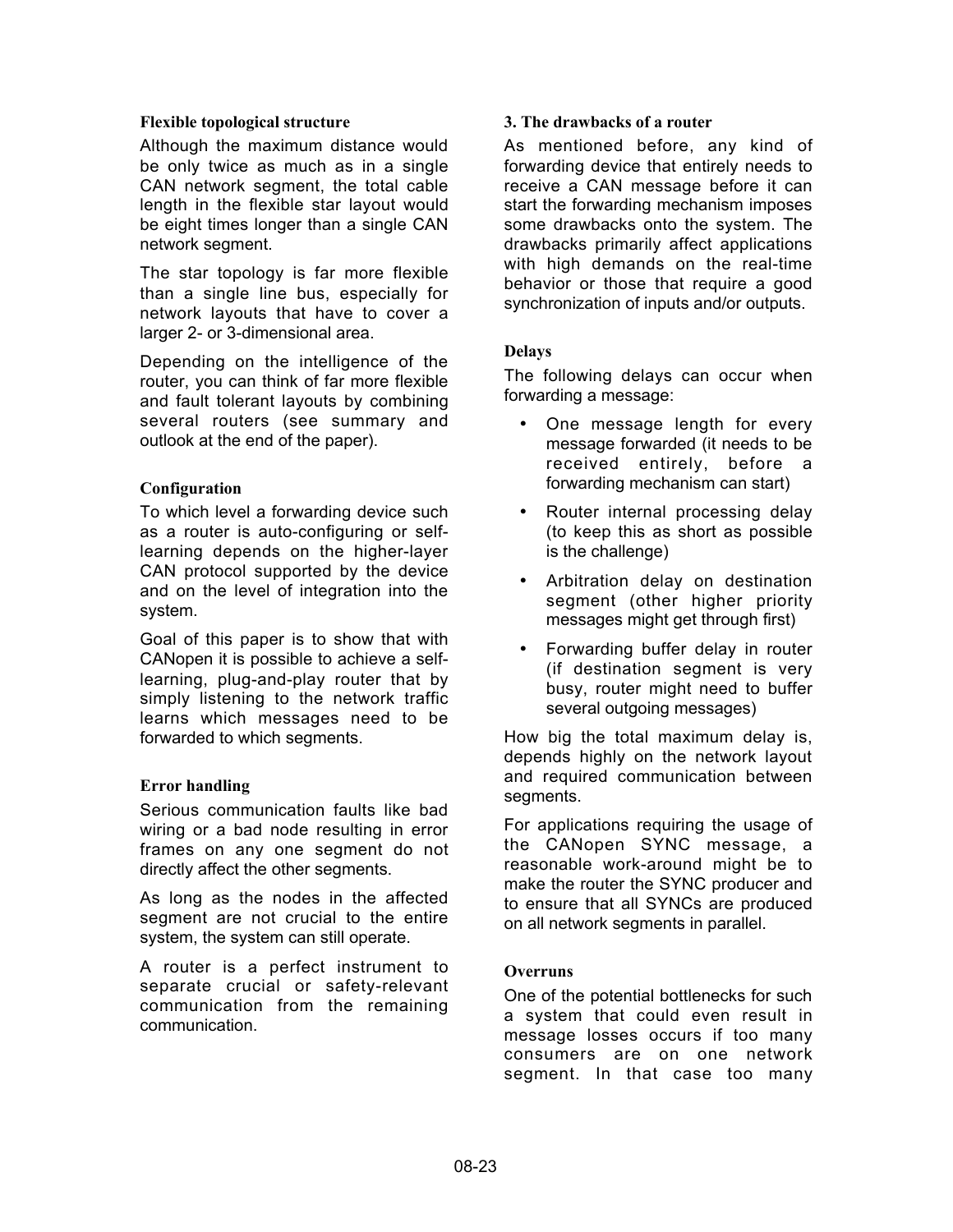### Flexible topological structure

Although the maximum distance would be only twice as much as in a single CAN network segment, the total cable length in the flexible star layout would be eight times longer than a single CAN network segment.

The star topology is far more flexible than a single line bus, especially for network layouts that have to cover a larger 2- or 3-dimensional area.

Depending on the intelligence of the router, you can think of far more flexible and fault tolerant layouts by combining several routers (see summary and outlook at the end of the paper).

### Configuration

To which level a forwarding device such as a router is auto-configuring or self-learning depends on the higher-layer CAN protocol supported by the device and on the level of integration into the system.

Goal of this paper is to show that with CANopen it is possible to achieve a self-learning, plug-and-play router that by simply listening to the network traffic learns which messages need to be forwarded to which segments.

### Error handling

Serious communication faults like bad wiring or a bad node resulting in error frames on any one segment do not directly affect the other segments.

As long as the nodes in the affected segment are not crucial to the entire system, the system can still operate.

A router is a perfect instrument to separate crucial or safety-relevant communication from the remaining communication.

## 3. The drawbacks of a router

As mentioned before, any kind of forwarding device that entirely needs to receive a CAN message before it can start the forwarding mechanism imposes some drawbacks onto the system. The drawbacks primarily affect applications with high demands on the real-time behavior or those that require a good synchronization of inputs and/or outputs.

### Delays

The following delays can occur when forwarding a message:

- One message length for every message forwarded (it needs to be received entirely, before a forwarding mechanism can start)
- Router internal processing delay (to keep this as short as possible is the challenge)
- Arbitration delay on destination segment (other higher priority messages might get through first)
- Forwarding buffer delay in router (if destination segment is very busy, router might need to buffer several outgoing messages)

How big the total maximum delay is, depends highly on the network layout and required communication between segments.

For applications requiring the usage of the CANopen SYNC message, a reasonable work-around might be to make the router the SYNC producer and to ensure that all SYNCs are produced on all network segments in parallel.

### Overruns

One of the potential bottlenecks for such a system that could even result in message losses occurs if too many consumers are on one network segment. In that case too many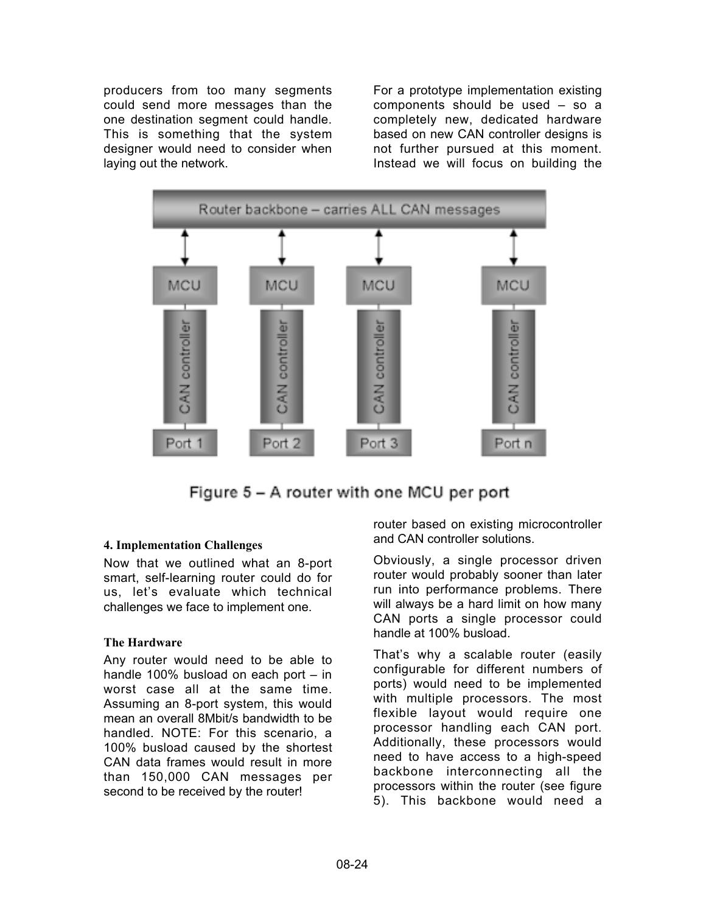producers from too many segments could send more messages than the one destination segment could handle. This is something that the system designer would need to consider when laying out the network.

For a prototype implementation existing components should be used – so a completely new, dedicated hardware based on new CAN controller designs is not further pursued at this moment. Instead we will focus on building the router based on existing microcontroller and CAN controller solutions.

Figure 5 – A router with one MCU per port

### 4. Implementation Challenges

Now that we outlined what an 8-port smart, self-learning router could do for us, let's evaluate which technical challenges we face to implement one.

#### The Hardware

Any router would need to be able to handle 100% busload on each port – in worst case all at the same time. Assuming an 8-port system, this would mean an overall 8Mbit/s bandwidth to be handled. NOTE: For this scenario, a 100% busload caused by the shortest CAN data frames would result in more than 150,000 CAN messages per second to be received by the router!

Obviously, a single processor driven router would probably sooner than later run into performance problems. There will always be a hard limit on how many CAN ports a single processor could handle at 100% busload.

That's why a scalable router (easily configurable for different numbers of ports) would need to be implemented with multiple processors. The most flexible layout would require one processor handling each CAN port. Additionally, these processors would need to have access to a high-speed backbone interconnecting all the processors within the router (see figure 5). This backbone would need a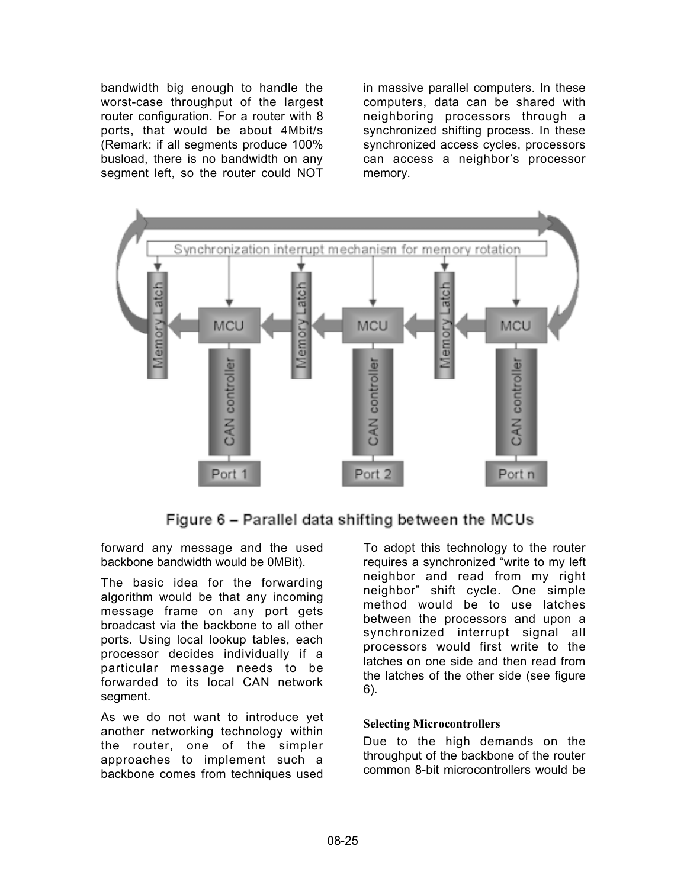bandwidth big enough to handle the worst-case throughput of the largest router configuration. For a router with 8 ports, that would be about 4Mbit/s (Remark: if all segments produce 100% busload, there is no bandwidth on any segment left, so the router could NOT forward any message and the used backbone bandwidth would be 0MBit).

The basic idea for the forwarding algorithm would be that any incoming message frame on any port gets broadcast via the backbone to all other ports. Using local lookup tables, each processor decides individually if a particular message needs to be forwarded to its local CAN network segment.

As we do not want to introduce yet another networking technology within the router, one of the simpler approaches to implement such a backbone comes from techniques used in massive parallel computers. In these computers, data can be shared with neighboring processors through a synchronized shifting process. In these synchronized access cycles, processors can access a neighbor's processor memory.

Figure 6 – Parallel data shifting between the MCUs

To adopt this technology to the router requires a synchronized "write to my left neighbor and read from my right neighbor" shift cycle. One simple method would be to use latches between the processors and upon a synchronized interrupt signal all processors would first write to the latches on one side and then read from the latches of the other side (see figure 6).

#### Selecting Microcontrollers

Due to the high demands on the throughput of the backbone of the router common 8-bit microcontrollers would be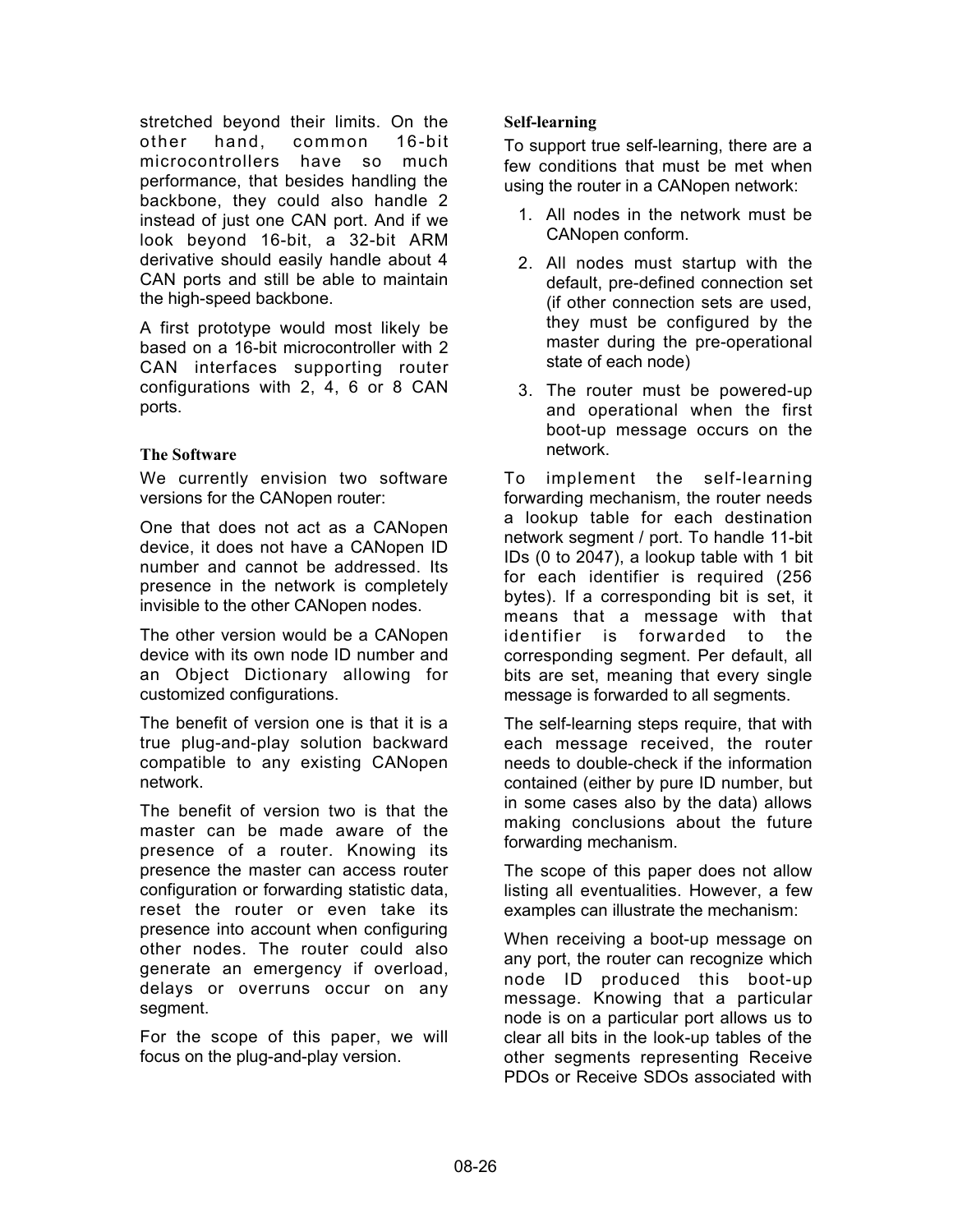stretched beyond their limits. On the other hand, common 16-bit microcontrollers have so much performance, that besides handling the backbone, they could also handle 2 instead of just one CAN port. And if we look beyond 16-bit, a 32-bit ARM derivative should easily handle about 4 CAN ports and still be able to maintain the high-speed backbone.

A first prototype would most likely be based on a 16-bit microcontroller with 2 CAN interfaces supporting router configurations with 2, 4, 6 or 8 CAN ports.

### The Software

We currently envision two software versions for the CANopen router:

One that does not act as a CANopen device, it does not have a CANopen ID number and cannot be addressed. Its presence in the network is completely invisible to the other CANopen nodes.

The other version would be a CANopen device with its own node ID number and an Object Dictionary allowing for customized configurations.

The benefit of version one is that it is a true plug-and-play solution backward compatible to any existing CANopen network.

The benefit of version two is that the master can be made aware of the presence of a router. Knowing its presence the master can access router configuration or forwarding statistic data, reset the router or even take its presence into account when configuring other nodes. The router could also generate an emergency if overload, delays or overruns occur on any segment.

For the scope of this paper, we will focus on the plug-and-play version.

### Self-learning

To support true self-learning, there are a few conditions that must be met when using the router in a CANopen network:

1. All nodes in the network must be CANopen conform.
2. All nodes must startup with the default, pre-defined connection set (if other connection sets are used, they must be configured by the master during the pre-operational state of each node)
3. The router must be powered-up and operational when the first boot-up message occurs on the network.

To implement the self-learning forwarding mechanism, the router needs a lookup table for each destination network segment / port. To handle 11-bit IDs (0 to 2047), a lookup table with 1 bit for each identifier is required (256 bytes). If a corresponding bit is set, it means that a message with that identifier is forwarded to the corresponding segment. Per default, all bits are set, meaning that every single message is forwarded to all segments.

The self-learning steps require, that with each message received, the router needs to double-check if the information contained (either by pure ID number, but in some cases also by the data) allows making conclusions about the future forwarding mechanism.

The scope of this paper does not allow listing all eventualities. However, a few examples can illustrate the mechanism:

When receiving a boot-up message on any port, the router can recognize which node ID produced this boot-up message. Knowing that a particular node is on a particular port allows us to clear all bits in the look-up tables of the other segments representing Receive PDOs or Receive SDOs associated with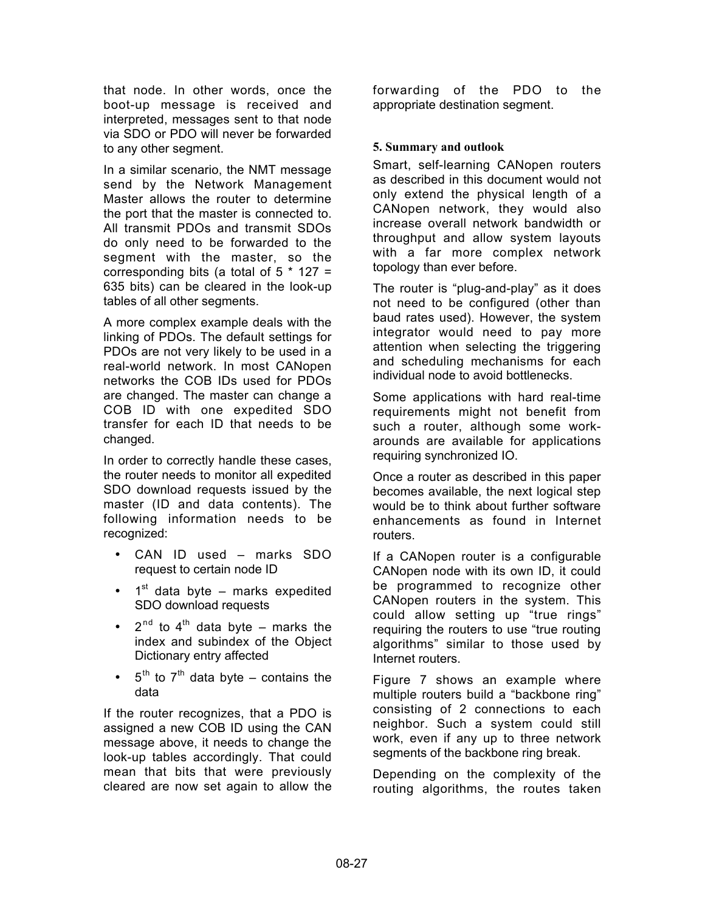that node. In other words, once the boot-up message is received and interpreted, messages sent to that node via SDO or PDO will never be forwarded to any other segment.

In a similar scenario, the NMT message send by the Network Management Master allows the router to determine the port that the master is connected to. All transmit PDOs and transmit SDOs do only need to be forwarded to the segment with the master, so the corresponding bits (a total of 5 * 127 = 635 bits) can be cleared in the look-up tables of all other segments.

A more complex example deals with the linking of PDOs. The default settings for PDOs are not very likely to be used in a real-world network. In most CANopen networks the COB IDs used for PDOs are changed. The master can change a COB ID with one expedited SDO transfer for each ID that needs to be changed.

In order to correctly handle these cases, the router needs to monitor all expedited SDO download requests issued by the master (ID and data contents). The following information needs to be recognized:

- CAN ID used – marks SDO request to certain node ID
- 1st data byte – marks expedited SDO download requests
- 2nd to 4th data byte – marks the index and subindex of the Object Dictionary entry affected
- 5th to 7th data byte – contains the data

If the router recognizes, that a PDO is assigned a new COB ID using the CAN message above, it needs to change the look-up tables accordingly. That could mean that bits that were previously cleared are now set again to allow the forwarding of the PDO to the appropriate destination segment.

## 5. Summary and outlook

Smart, self-learning CANopen routers as described in this document would not only extend the physical length of a CANopen network, they would also increase overall network bandwidth or throughput and allow system layouts with a far more complex network topology than ever before.

The router is "plug-and-play" as it does not need to be configured (other than baud rates used). However, the system integrator would need to pay more attention when selecting the triggering and scheduling mechanisms for each individual node to avoid bottlenecks.

Some applications with hard real-time requirements might not benefit from such a router, although some work-arounds are available for applications requiring synchronized IO.

Once a router as described in this paper becomes available, the next logical step would be to think about further software enhancements as found in Internet routers.

If a CANopen router is a configurable CANopen node with its own ID, it could be programmed to recognize other CANopen routers in the system. This could allow setting up "true rings" requiring the routers to use "true routing algorithms" similar to those used by Internet routers.

Figure 7 shows an example where multiple routers build a "backbone ring" consisting of 2 connections to each neighbor. Such a system could still work, even if any up to three network segments of the backbone ring break.

Depending on the complexity of the routing algorithms, the routes taken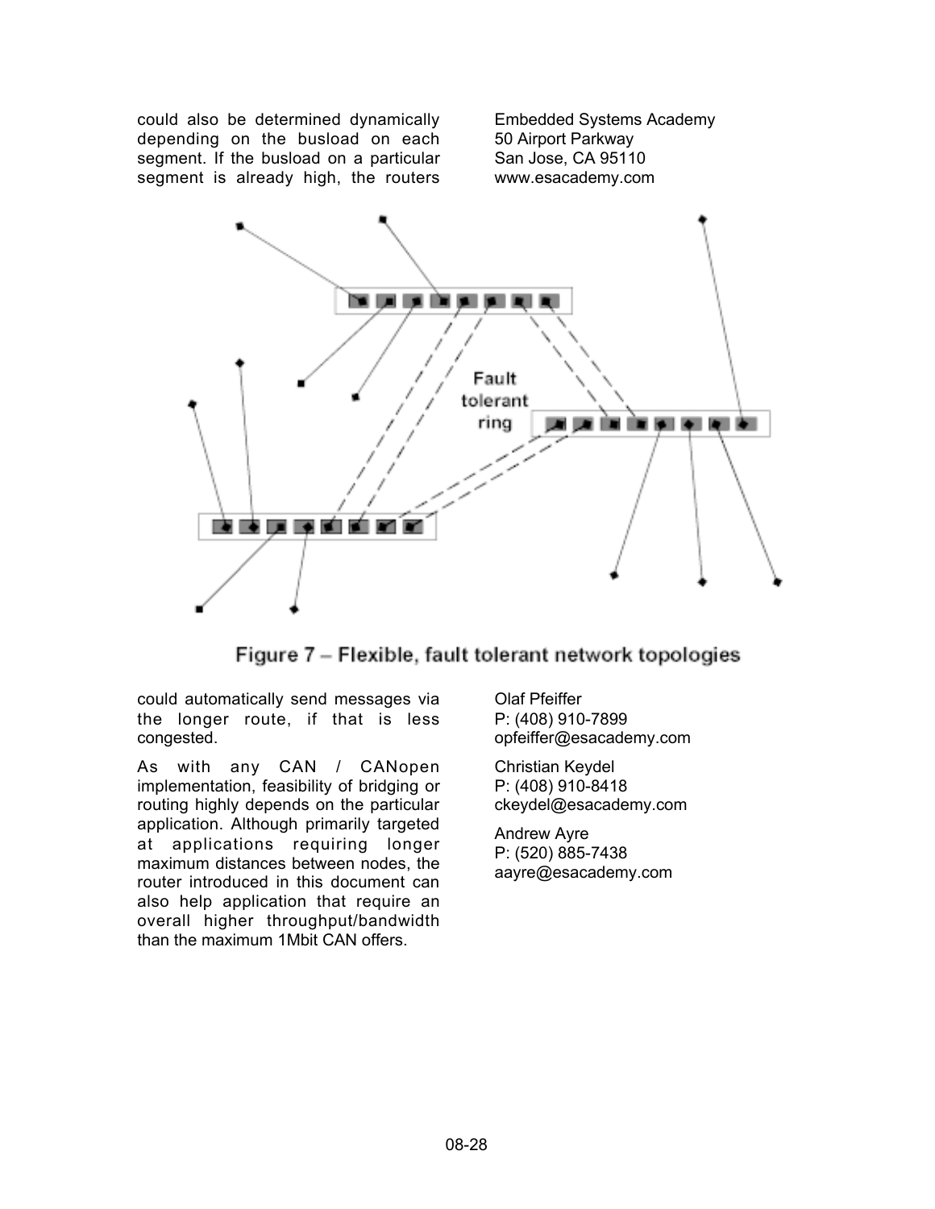could also be determined dynamically depending on the busload on each segment. If the busload on a particular segment is already high, the routers could automatically send messages via the longer route, if that is less congested.

Fault
tolerant
ring

Figure 7 – Flexible, fault tolerant network topologies

As with any CAN / CANopen implementation, feasibility of bridging or routing highly depends on the particular application. Although primarily targeted at applications requiring longer maximum distances between nodes, the router introduced in this document can also help application that require an overall higher throughput/bandwidth than the maximum 1Mbit CAN offers.

Embedded Systems Academy
50 Airport Parkway
San Jose, CA 95110
www.esacademy.com

Olaf Pfeiffer
P: (408) 910-7899
opfeiffer@esacademy.com

Christian Keydel
P: (408) 910-8418
ckeydel@esacademy.com

Andrew Ayre
P: (520) 885-7438
aayre@esacademy.com